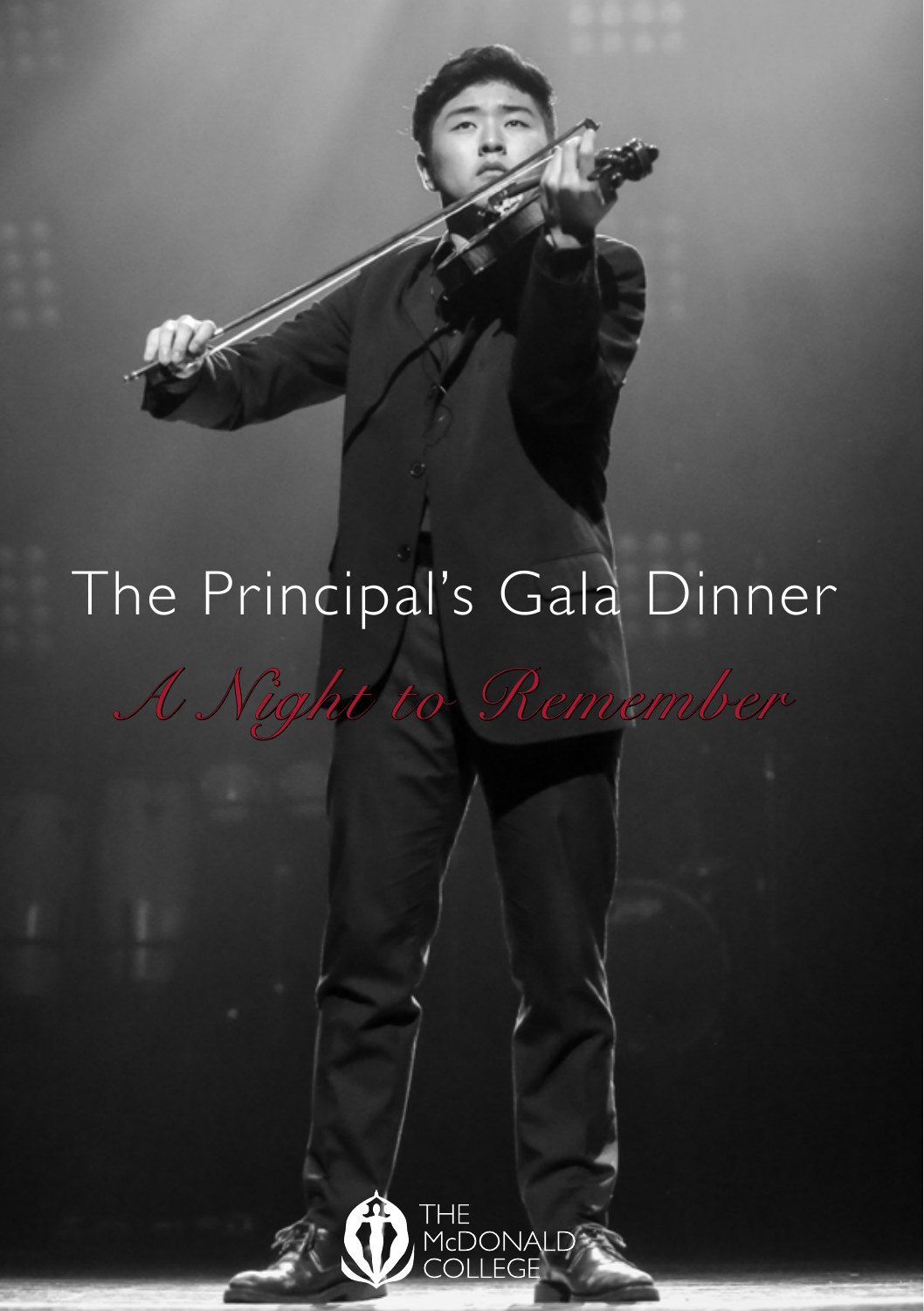# The Principal's Gala Dinner

*A Night to Remember*

THE McDONALD COLLEGE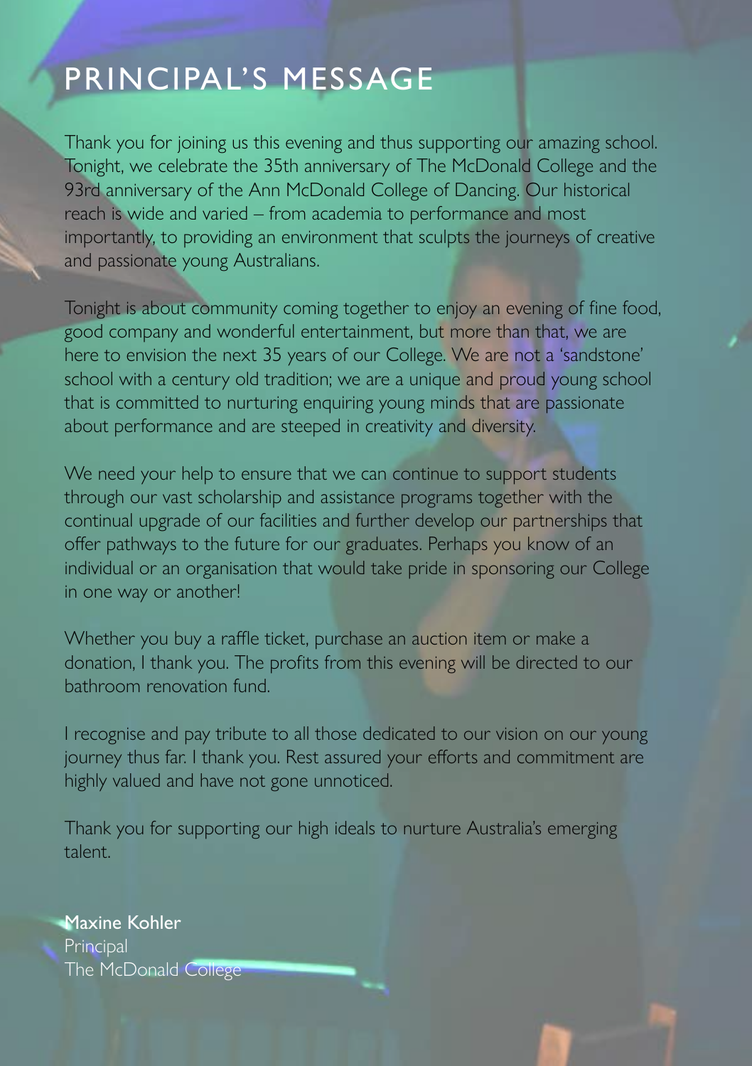# PRINCIPAL'S MESSAGE

Thank you for joining us this evening and thus supporting our amazing school. Tonight, we celebrate the 35th anniversary of The McDonald College and the 93rd anniversary of the Ann McDonald College of Dancing. Our historical reach is wide and varied – from academia to performance and most importantly, to providing an environment that sculpts the journeys of creative and passionate young Australians.

Tonight is about community coming together to enjoy an evening of fine food, good company and wonderful entertainment, but more than that, we are here to envision the next 35 years of our College. We are not a 'sandstone' school with a century old tradition; we are a unique and proud young school that is committed to nurturing enquiring young minds that are passionate about performance and are steeped in creativity and diversity.

We need your help to ensure that we can continue to support students through our vast scholarship and assistance programs together with the continual upgrade of our facilities and further develop our partnerships that offer pathways to the future for our graduates. Perhaps you know of an individual or an organisation that would take pride in sponsoring our College in one way or another!

Whether you buy a raffle ticket, purchase an auction item or make a donation, I thank you. The profits from this evening will be directed to our bathroom renovation fund.

I recognise and pay tribute to all those dedicated to our vision on our young journey thus far. I thank you. Rest assured your efforts and commitment are highly valued and have not gone unnoticed.

Thank you for supporting our high ideals to nurture Australia's emerging talent.

**Maxine Kohler**
Principal
The McDonald College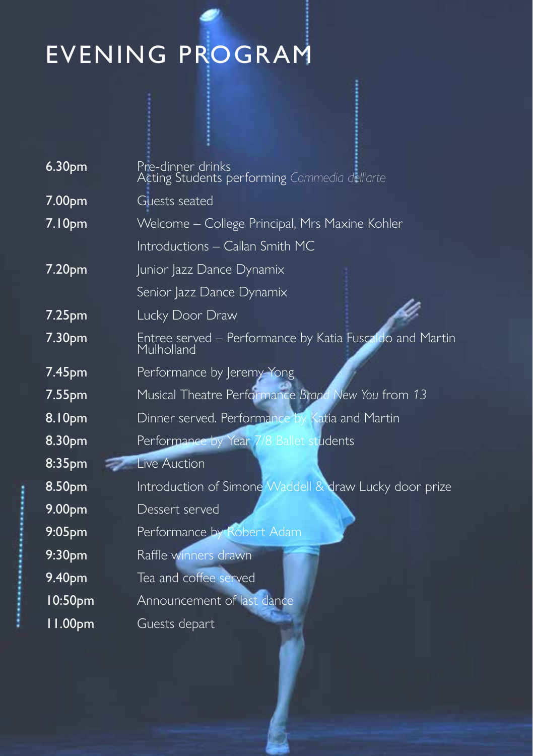# EVENING PROGRAM

| | |
|---|---|
| **6.30pm** | Pre-dinner drinks<br>Acting Students performing *Commedia dell'arte* |
| **7.00pm** | Guests seated |
| **7.10pm** | Welcome – College Principal, Mrs Maxine Kohler |
| | Introductions – Callan Smith MC |
| **7.20pm** | Junior Jazz Dance Dynamix |
| | Senior Jazz Dance Dynamix |
| **7.25pm** | Lucky Door Draw |
| **7.30pm** | Entree served – Performance by Katia Fuscaldo and Martin Mulholland |
| **7.45pm** | Performance by Jeremy Yong |
| **7.55pm** | Musical Theatre Performance *Brand New You* from *13* |
| **8.10pm** | Dinner served. Performance by Katia and Martin |
| **8.30pm** | Performance by Year 7/8 Ballet students |
| **8:35pm** | Live Auction |
| **8.50pm** | Introduction of Simone Waddell & draw Lucky door prize |
| **9.00pm** | Dessert served |
| **9:05pm** | Performance by Robert Adam |
| **9:30pm** | Raffle winners drawn |
| **9.40pm** | Tea and coffee served |
| **10:50pm** | Announcement of last dance |
| **11.00pm** | Guests depart |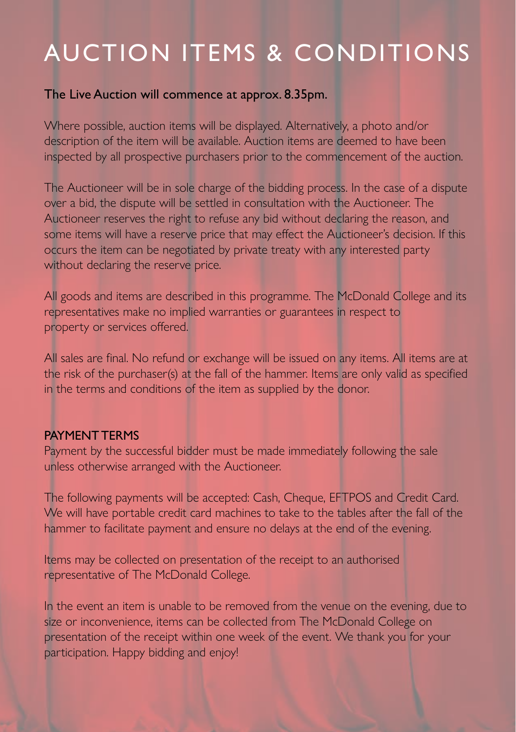# AUCTION ITEMS & CONDITIONS

**The Live Auction will commence at approx. 8.35pm.**

Where possible, auction items will be displayed. Alternatively, a photo and/or description of the item will be available. Auction items are deemed to have been inspected by all prospective purchasers prior to the commencement of the auction.

The Auctioneer will be in sole charge of the bidding process. In the case of a dispute over a bid, the dispute will be settled in consultation with the Auctioneer. The Auctioneer reserves the right to refuse any bid without declaring the reason, and some items will have a reserve price that may effect the Auctioneer's decision. If this occurs the item can be negotiated by private treaty with any interested party without declaring the reserve price.

All goods and items are described in this programme. The McDonald College and its representatives make no implied warranties or guarantees in respect to property or services offered.

All sales are final. No refund or exchange will be issued on any items. All items are at the risk of the purchaser(s) at the fall of the hammer. Items are only valid as specified in the terms and conditions of the item as supplied by the donor.

## PAYMENT TERMS

Payment by the successful bidder must be made immediately following the sale unless otherwise arranged with the Auctioneer.

The following payments will be accepted: Cash, Cheque, EFTPOS and Credit Card. We will have portable credit card machines to take to the tables after the fall of the hammer to facilitate payment and ensure no delays at the end of the evening.

Items may be collected on presentation of the receipt to an authorised representative of The McDonald College.

In the event an item is unable to be removed from the venue on the evening, due to size or inconvenience, items can be collected from The McDonald College on presentation of the receipt within one week of the event. We thank you for your participation. Happy bidding and enjoy!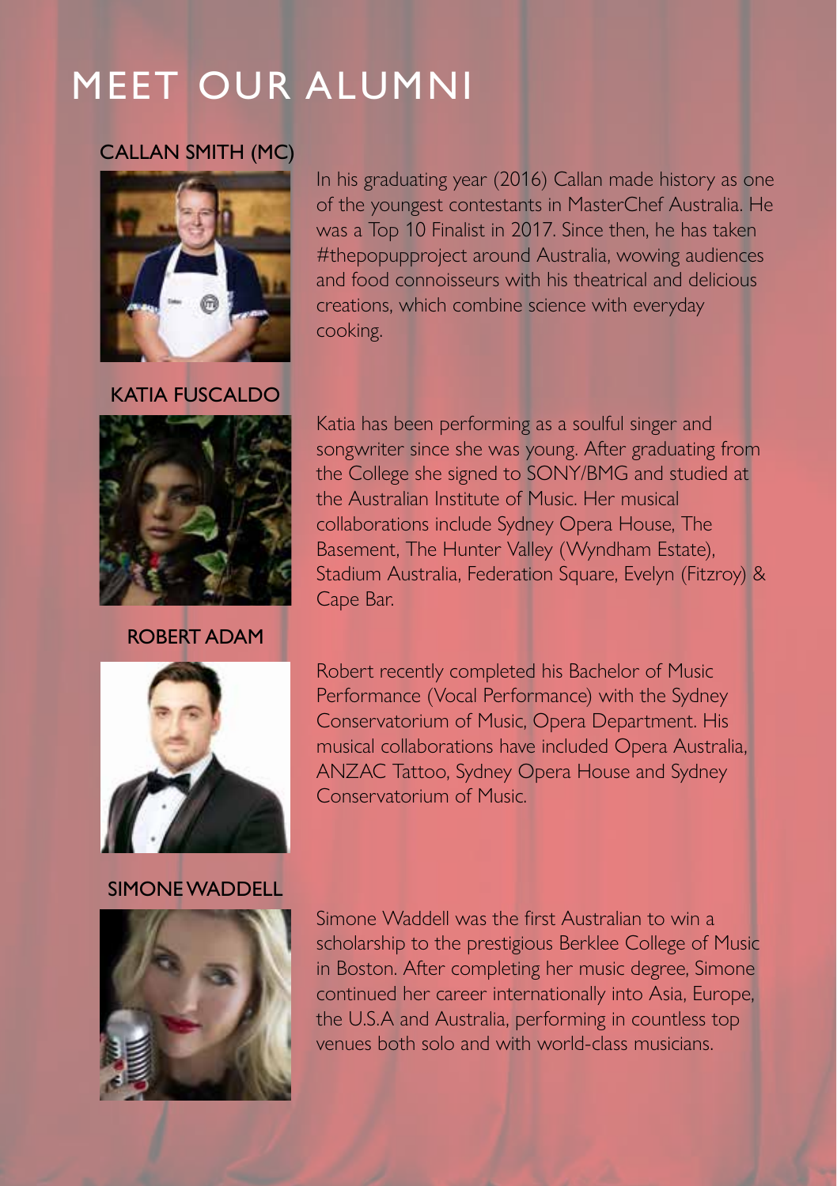# MEET OUR ALUMNI

## CALLAN SMITH (MC)

In his graduating year (2016) Callan made history as one of the youngest contestants in MasterChef Australia. He was a Top 10 Finalist in 2017. Since then, he has taken #thepopupproject around Australia, wowing audiences and food connoisseurs with his theatrical and delicious creations, which combine science with everyday cooking.

## KATIA FUSCALDO

Katia has been performing as a soulful singer and songwriter since she was young. After graduating from the College she signed to SONY/BMG and studied at the Australian Institute of Music. Her musical collaborations include Sydney Opera House, The Basement, The Hunter Valley (Wyndham Estate), Stadium Australia, Federation Square, Evelyn (Fitzroy) & Cape Bar.

## ROBERT ADAM

Robert recently completed his Bachelor of Music Performance (Vocal Performance) with the Sydney Conservatorium of Music, Opera Department. His musical collaborations have included Opera Australia, ANZAC Tattoo, Sydney Opera House and Sydney Conservatorium of Music.

## SIMONE WADDELL

Simone Waddell was the first Australian to win a scholarship to the prestigious Berklee College of Music in Boston. After completing her music degree, Simone continued her career internationally into Asia, Europe, the U.S.A and Australia, performing in countless top venues both solo and with world-class musicians.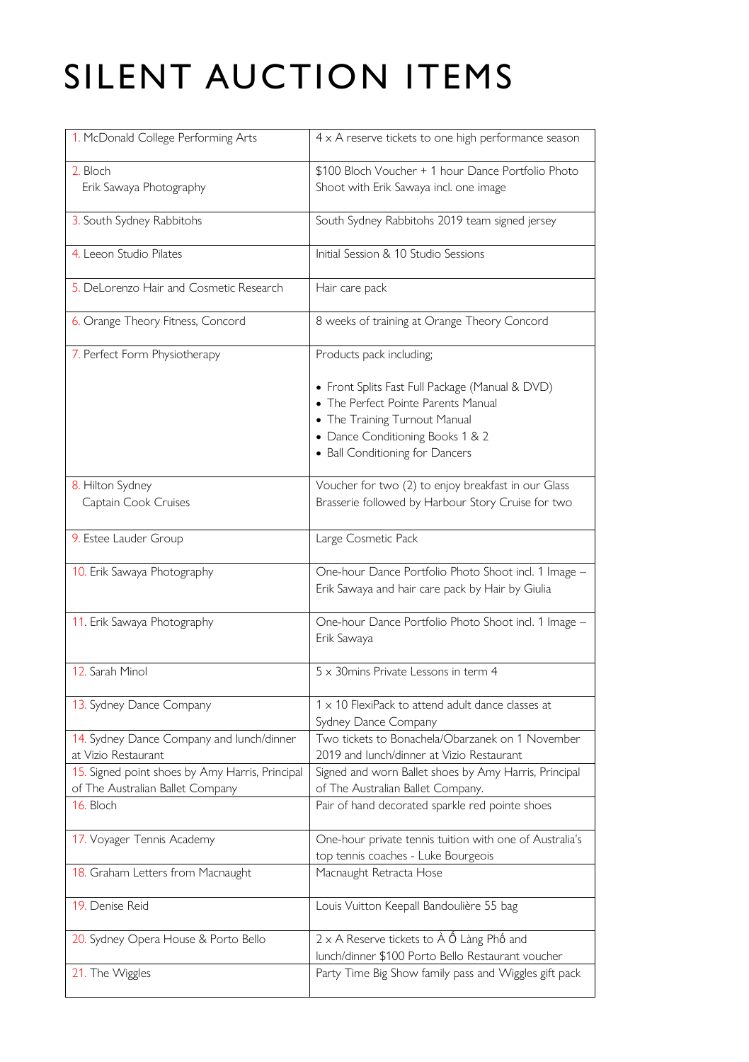# SILENT AUCTION ITEMS

| | |
|---|---|
| 1. McDonald College Performing Arts | 4 x A reserve tickets to one high performance season |
| 2. Bloch<br>Erik Sawaya Photography | $100 Bloch Voucher + 1 hour Dance Portfolio Photo Shoot with Erik Sawaya incl. one image |
| 3. South Sydney Rabbitohs | South Sydney Rabbitohs 2019 team signed jersey |
| 4. Leeon Studio Pilates | Initial Session & 10 Studio Sessions |
| 5. DeLorenzo Hair and Cosmetic Research | Hair care pack |
| 6. Orange Theory Fitness, Concord | 8 weeks of training at Orange Theory Concord |
| 7. Perfect Form Physiotherapy | Products pack including;<br>• Front Splits Fast Full Package (Manual & DVD)<br>• The Perfect Pointe Parents Manual<br>• The Training Turnout Manual<br>• Dance Conditioning Books 1 & 2<br>• Ball Conditioning for Dancers |
| 8. Hilton Sydney<br>Captain Cook Cruises | Voucher for two (2) to enjoy breakfast in our Glass Brasserie followed by Harbour Story Cruise for two |
| 9. Estee Lauder Group | Large Cosmetic Pack |
| 10. Erik Sawaya Photography | One-hour Dance Portfolio Photo Shoot incl. 1 Image – Erik Sawaya and hair care pack by Hair by Giulia |
| 11. Erik Sawaya Photography | One-hour Dance Portfolio Photo Shoot incl. 1 Image – Erik Sawaya |
| 12. Sarah Minol | 5 x 30mins Private Lessons in term 4 |
| 13. Sydney Dance Company | 1 x 10 FlexiPack to attend adult dance classes at Sydney Dance Company |
| 14. Sydney Dance Company and lunch/dinner at Vizio Restaurant | Two tickets to Bonachela/Obarzanek on 1 November 2019 and lunch/dinner at Vizio Restaurant |
| 15. Signed point shoes by Amy Harris, Principal of The Australian Ballet Company | Signed and worn Ballet shoes by Amy Harris, Principal of The Australian Ballet Company. |
| 16. Bloch | Pair of hand decorated sparkle red pointe shoes |
| 17. Voyager Tennis Academy | One-hour private tennis tuition with one of Australia's top tennis coaches - Luke Bourgeois |
| 18. Graham Letters from Macnaught | Macnaught Retracta Hose |
| 19. Denise Reid | Louis Vuitton Keepall Bandoulière 55 bag |
| 20. Sydney Opera House & Porto Bello | 2 x A Reserve tickets to À Ố Làng Phố and lunch/dinner $100 Porto Bello Restaurant voucher |
| 21. The Wiggles | Party Time Big Show family pass and Wiggles gift pack |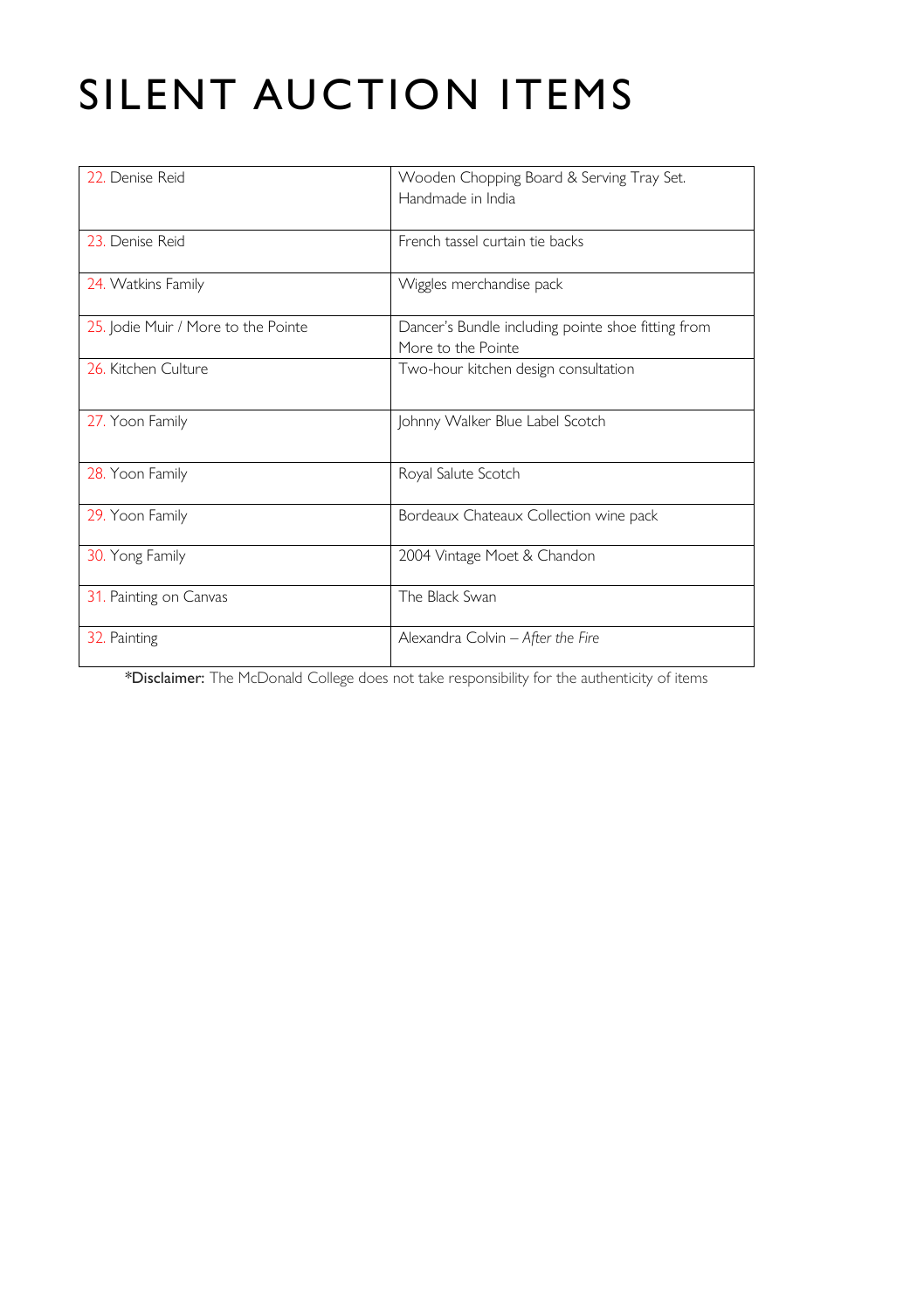# SILENT AUCTION ITEMS

| | |
|---|---|
| 22. Denise Reid | Wooden Chopping Board & Serving Tray Set. Handmade in India |
| 23. Denise Reid | French tassel curtain tie backs |
| 24. Watkins Family | Wiggles merchandise pack |
| 25. Jodie Muir / More to the Pointe | Dancer's Bundle including pointe shoe fitting from More to the Pointe |
| 26. Kitchen Culture | Two-hour kitchen design consultation |
| 27. Yoon Family | Johnny Walker Blue Label Scotch |
| 28. Yoon Family | Royal Salute Scotch |
| 29. Yoon Family | Bordeaux Chateaux Collection wine pack |
| 30. Yong Family | 2004 Vintage Moet & Chandon |
| 31. Painting on Canvas | The Black Swan |
| 32. Painting | Alexandra Colvin – *After the Fire* |

\***Disclaimer:** The McDonald College does not take responsibility for the authenticity of items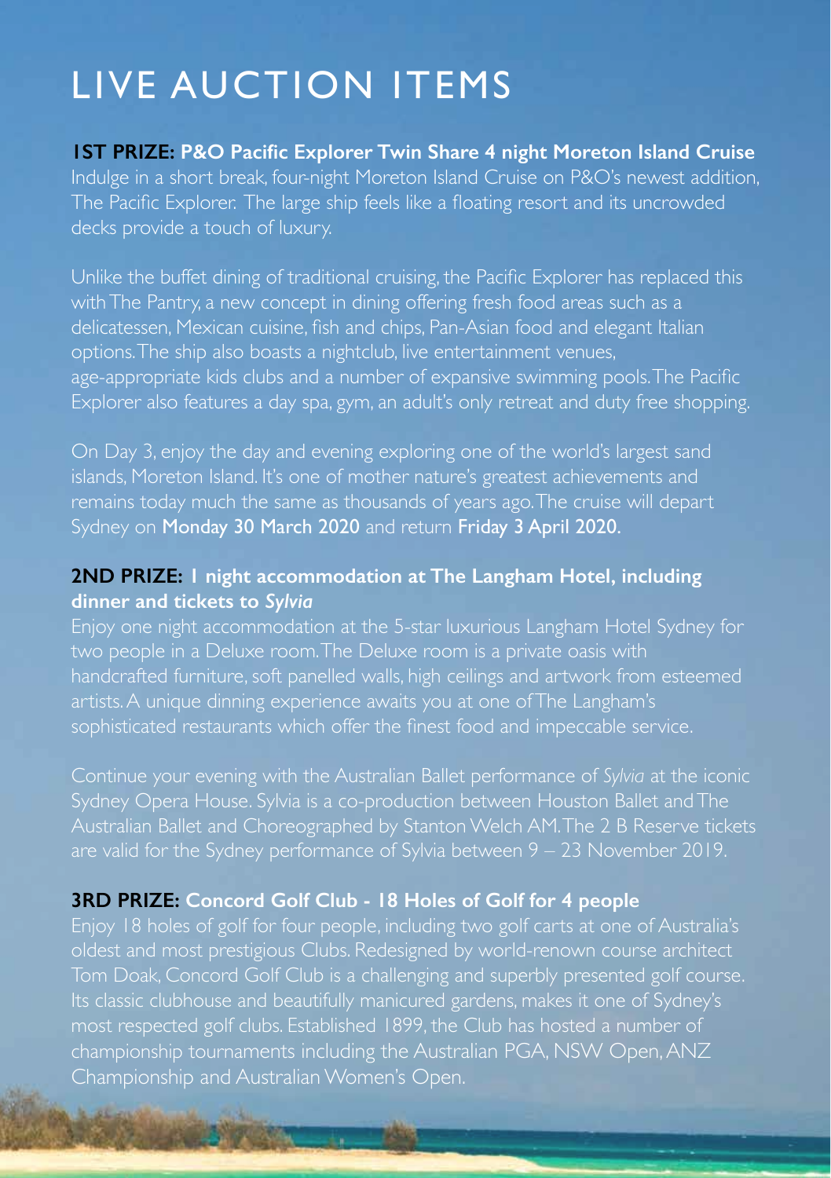# LIVE AUCTION ITEMS

**1ST PRIZE: P&O Pacific Explorer Twin Share 4 night Moreton Island Cruise**

Indulge in a short break, four-night Moreton Island Cruise on P&O's newest addition, The Pacific Explorer. The large ship feels like a floating resort and its uncrowded decks provide a touch of luxury.

Unlike the buffet dining of traditional cruising, the Pacific Explorer has replaced this with The Pantry, a new concept in dining offering fresh food areas such as a delicatessen, Mexican cuisine, fish and chips, Pan-Asian food and elegant Italian options. The ship also boasts a nightclub, live entertainment venues, age-appropriate kids clubs and a number of expansive swimming pools. The Pacific Explorer also features a day spa, gym, an adult's only retreat and duty free shopping.

On Day 3, enjoy the day and evening exploring one of the world's largest sand islands, Moreton Island. It's one of mother nature's greatest achievements and remains today much the same as thousands of years ago. The cruise will depart Sydney on **Monday 30 March 2020** and return **Friday 3 April 2020.**

**2ND PRIZE: 1 night accommodation at The Langham Hotel, including dinner and tickets to *Sylvia***

Enjoy one night accommodation at the 5-star luxurious Langham Hotel Sydney for two people in a Deluxe room. The Deluxe room is a private oasis with handcrafted furniture, soft panelled walls, high ceilings and artwork from esteemed artists. A unique dinning experience awaits you at one of The Langham's sophisticated restaurants which offer the finest food and impeccable service.

Continue your evening with the Australian Ballet performance of *Sylvia* at the iconic Sydney Opera House. Sylvia is a co-production between Houston Ballet and The Australian Ballet and Choreographed by Stanton Welch AM. The 2 B Reserve tickets are valid for the Sydney performance of Sylvia between 9 – 23 November 2019.

**3RD PRIZE: Concord Golf Club - 18 Holes of Golf for 4 people**

Enjoy 18 holes of golf for four people, including two golf carts at one of Australia's oldest and most prestigious Clubs. Redesigned by world-renown course architect Tom Doak, Concord Golf Club is a challenging and superbly presented golf course. Its classic clubhouse and beautifully manicured gardens, makes it one of Sydney's most respected golf clubs. Established 1899, the Club has hosted a number of championship tournaments including the Australian PGA, NSW Open, ANZ Championship and Australian Women's Open.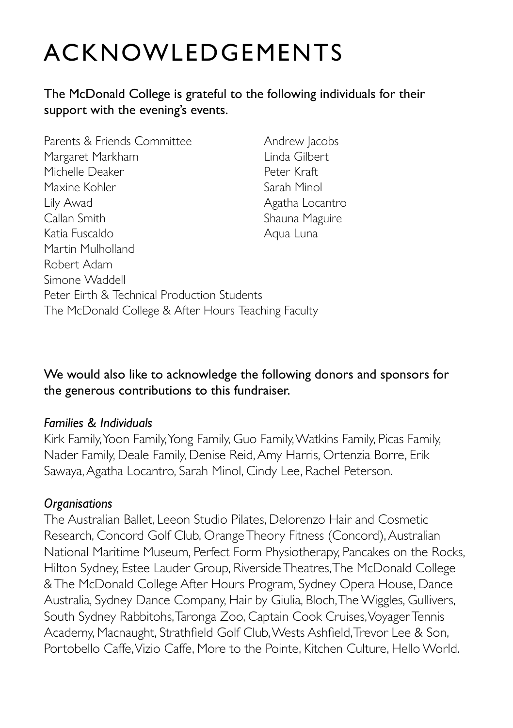# ACKNOWLEDGEMENTS

The McDonald College is grateful to the following individuals for their support with the evening's events.

Parents & Friends Committee
Margaret Markham
Michelle Deaker
Maxine Kohler
Lily Awad
Callan Smith
Katia Fuscaldo
Martin Mulholland
Robert Adam
Simone Waddell
Peter Eirth & Technical Production Students
The McDonald College & After Hours Teaching Faculty
Andrew Jacobs
Linda Gilbert
Peter Kraft
Sarah Minol
Agatha Locantro
Shauna Maguire
Aqua Luna

We would also like to acknowledge the following donors and sponsors for the generous contributions to this fundraiser.

*Families & Individuals*

Kirk Family, Yoon Family, Yong Family, Guo Family, Watkins Family, Picas Family, Nader Family, Deale Family, Denise Reid, Amy Harris, Ortenzia Borre, Erik Sawaya, Agatha Locantro, Sarah Minol, Cindy Lee, Rachel Peterson.

*Organisations*

The Australian Ballet, Leeon Studio Pilates, Delorenzo Hair and Cosmetic Research, Concord Golf Club, Orange Theory Fitness (Concord), Australian National Maritime Museum, Perfect Form Physiotherapy, Pancakes on the Rocks, Hilton Sydney, Estee Lauder Group, Riverside Theatres, The McDonald College & The McDonald College After Hours Program, Sydney Opera House, Dance Australia, Sydney Dance Company, Hair by Giulia, Bloch, The Wiggles, Gullivers, South Sydney Rabbitohs, Taronga Zoo, Captain Cook Cruises, Voyager Tennis Academy, Macnaught, Strathfield Golf Club, Wests Ashfield, Trevor Lee & Son, Portobello Caffe, Vizio Caffe, More to the Pointe, Kitchen Culture, Hello World.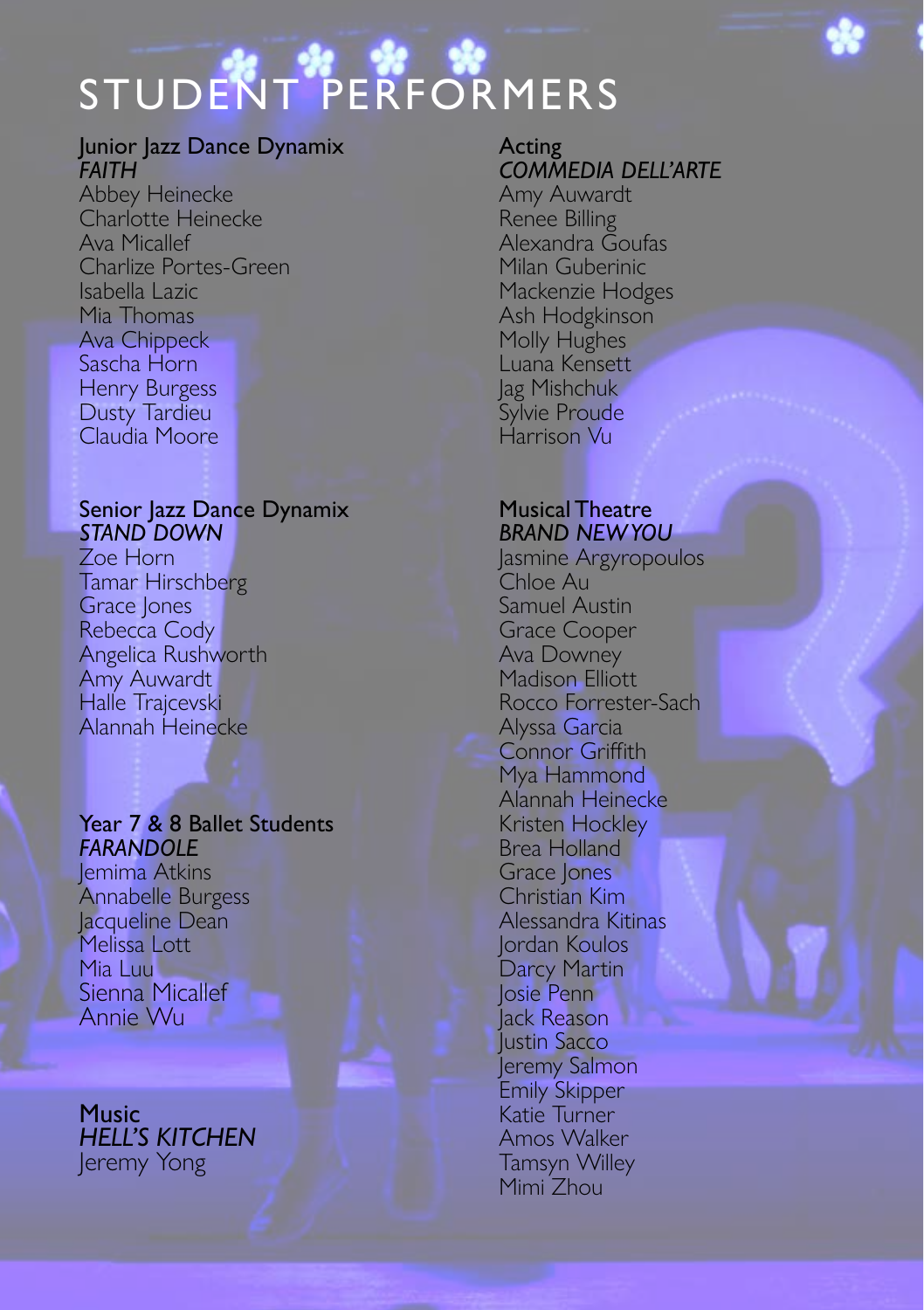# STUDENT PERFORMERS

## Junior Jazz Dance Dynamix
*FAITH*

Abbey Heinecke
Charlotte Heinecke
Ava Micallef
Charlize Portes-Green
Isabella Lazic
Mia Thomas
Ava Chippeck
Sascha Horn
Henry Burgess
Dusty Tardieu
Claudia Moore

## Senior Jazz Dance Dynamix
*STAND DOWN*

Zoe Horn
Tamar Hirschberg
Grace Jones
Rebecca Cody
Angelica Rushworth
Amy Auwardt
Halle Trajcevski
Alannah Heinecke

## Year 7 & 8 Ballet Students
*FARANDOLE*

Jemima Atkins
Annabelle Burgess
Jacqueline Dean
Melissa Lott
Mia Luu
Sienna Micallef
Annie Wu

## Music
*HELL'S KITCHEN*

Jeremy Yong

## Acting
*COMMEDIA DELL'ARTE*

Amy Auwardt
Renee Billing
Alexandra Goufas
Milan Guberinic
Mackenzie Hodges
Ash Hodgkinson
Molly Hughes
Luana Kensett
Jag Mishchuk
Sylvie Proude
Harrison Vu

## Musical Theatre
*BRAND NEW YOU*

Jasmine Argyropoulos
Chloe Au
Samuel Austin
Grace Cooper
Ava Downey
Madison Elliott
Rocco Forrester-Sach
Alyssa Garcia
Connor Griffith
Mya Hammond
Alannah Heinecke
Kristen Hockley
Brea Holland
Grace Jones
Christian Kim
Alessandra Kitinas
Jordan Koulos
Darcy Martin
Josie Penn
Jack Reason
Justin Sacco
Jeremy Salmon
Emily Skipper
Katie Turner
Amos Walker
Tamsyn Willey
Mimi Zhou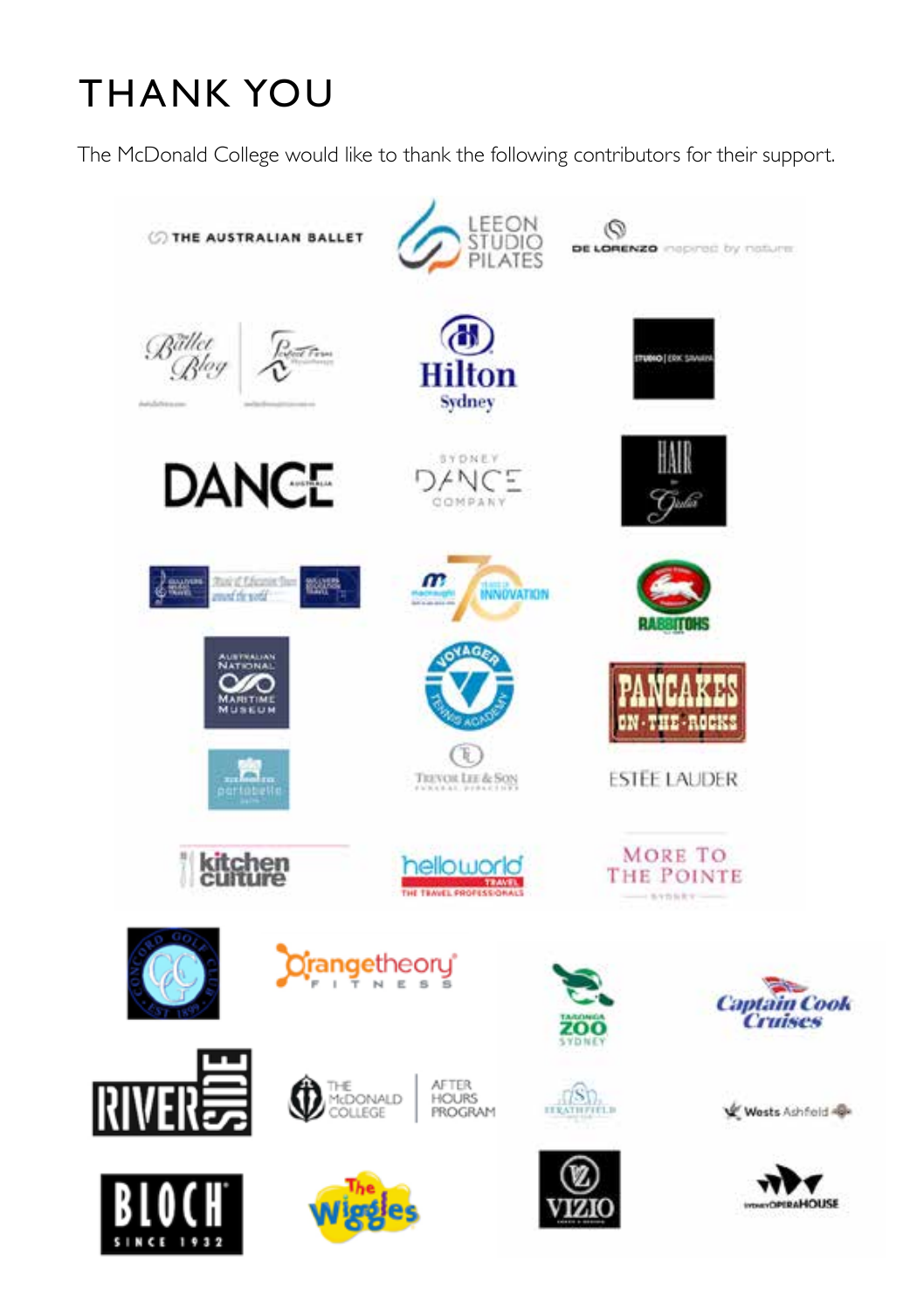# THANK YOU

The McDonald College would like to thank the following contributors for their support.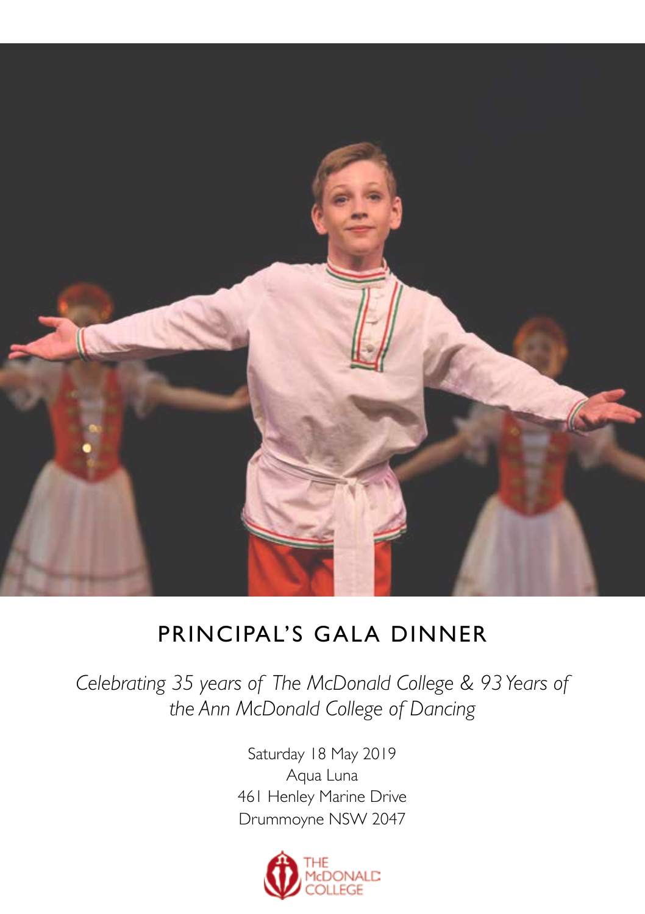# PRINCIPAL'S GALA DINNER

*Celebrating 35 years of The McDonald College & 93 Years of the Ann McDonald College of Dancing*

Saturday 18 May 2019
Aqua Luna
461 Henley Marine Drive
Drummoyne NSW 2047

THE McDONALD COLLEGE